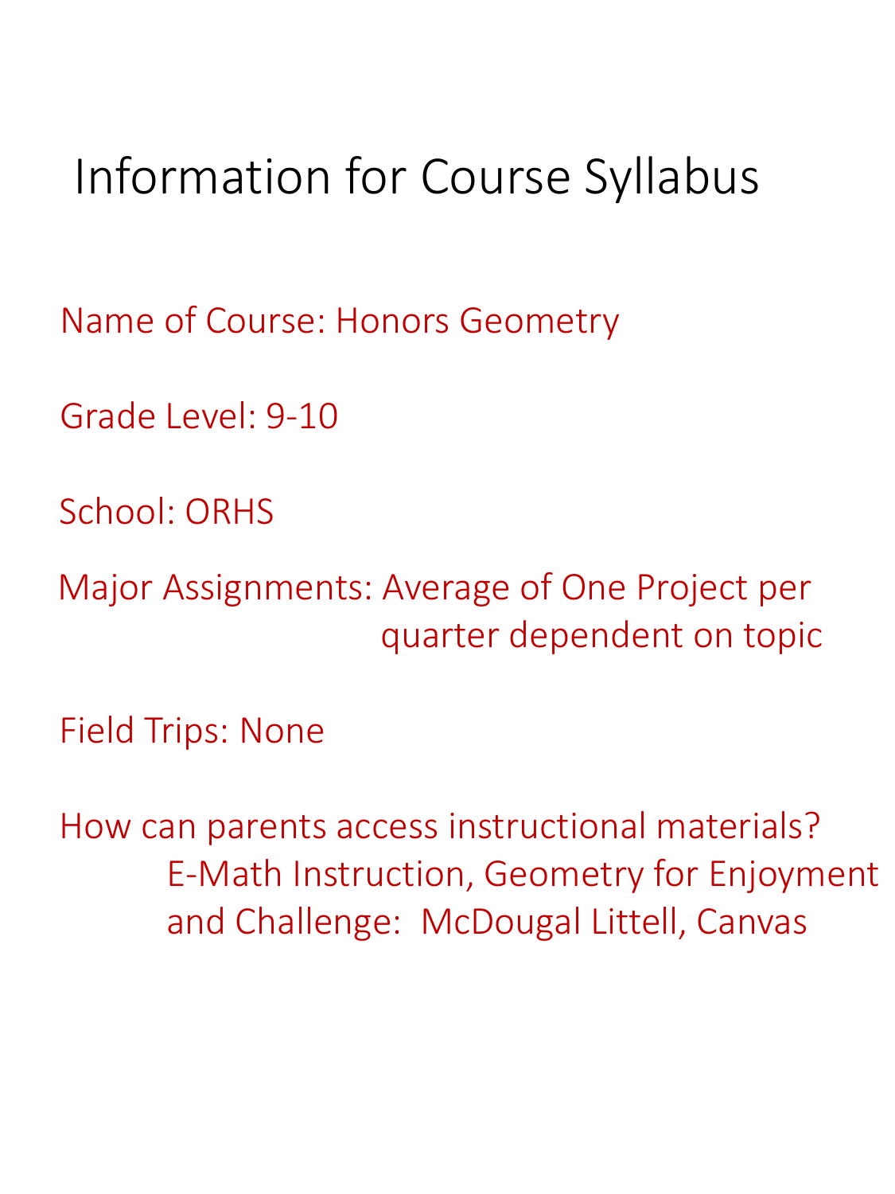# Information for Course Syllabus

Name of Course: Honors Geometry

Grade Level: 9-10

School: ORHS

Major Assignments: Average of One Project per quarter dependent on topic

Field Trips: None

How can parents access instructional materials?
E-Math Instruction, Geometry for Enjoyment and Challenge: McDougal Littell, Canvas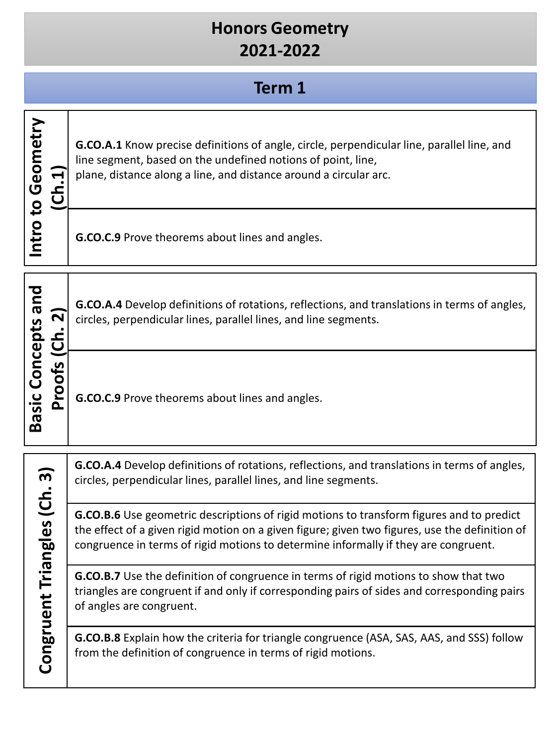# Honors Geometry
# 2021-2022

## Term 1

| Unit | Standard |
| --- | --- |
| Intro to Geometry (Ch.1) | **G.CO.A.1** Know precise definitions of angle, circle, perpendicular line, parallel line, and line segment, based on the undefined notions of point, line, plane, distance along a line, and distance around a circular arc. |
| | **G.CO.C.9** Prove theorems about lines and angles. |

| Unit | Standard |
| --- | --- |
| Basic Concepts and Proofs (Ch. 2) | **G.CO.A.4** Develop definitions of rotations, reflections, and translations in terms of angles, circles, perpendicular lines, parallel lines, and line segments. |
| | **G.CO.C.9** Prove theorems about lines and angles. |

| Unit | Standard |
| --- | --- |
| Congruent Triangles (Ch. 3) | **G.CO.A.4** Develop definitions of rotations, reflections, and translations in terms of angles, circles, perpendicular lines, parallel lines, and line segments. |
| | **G.CO.B.6** Use geometric descriptions of rigid motions to transform figures and to predict the effect of a given rigid motion on a given figure; given two figures, use the definition of congruence in terms of rigid motions to determine informally if they are congruent. |
| | **G.CO.B.7** Use the definition of congruence in terms of rigid motions to show that two triangles are congruent if and only if corresponding pairs of sides and corresponding pairs of angles are congruent. |
| | **G.CO.B.8** Explain how the criteria for triangle congruence (ASA, SAS, AAS, and SSS) follow from the definition of congruence in terms of rigid motions. |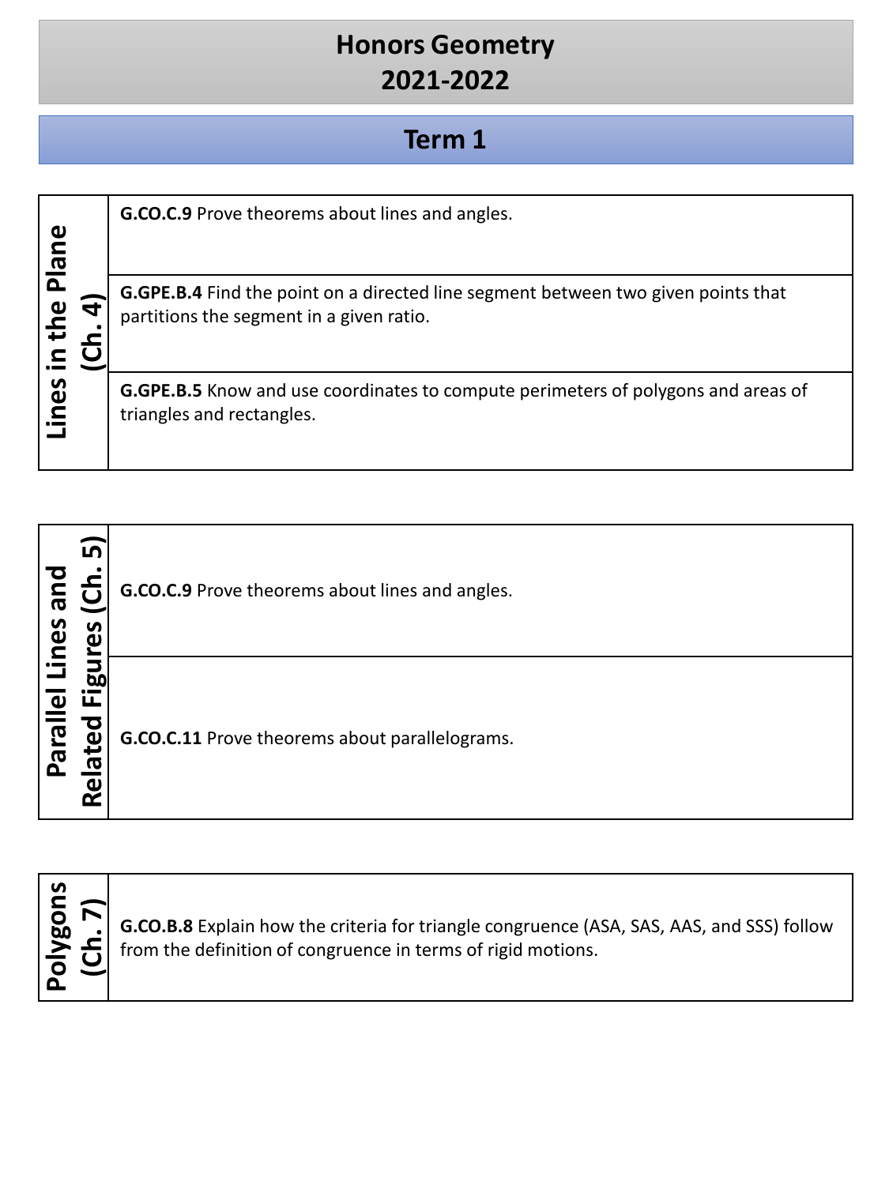# Honors Geometry 2021-2022

## Term 1

| Lines in the Plane (Ch. 4) | |
|---|---|
| | **G.CO.C.9** Prove theorems about lines and angles. |
| | **G.GPE.B.4** Find the point on a directed line segment between two given points that partitions the segment in a given ratio. |
| | **G.GPE.B.5** Know and use coordinates to compute perimeters of polygons and areas of triangles and rectangles. |

| Parallel Lines and Related Figures (Ch. 5) | |
|---|---|
| | **G.CO.C.9** Prove theorems about lines and angles. |
| | **G.CO.C.11** Prove theorems about parallelograms. |

| Polygons (Ch. 7) | |
|---|---|
| | **G.CO.B.8** Explain how the criteria for triangle congruence (ASA, SAS, AAS, and SSS) follow from the definition of congruence in terms of rigid motions. |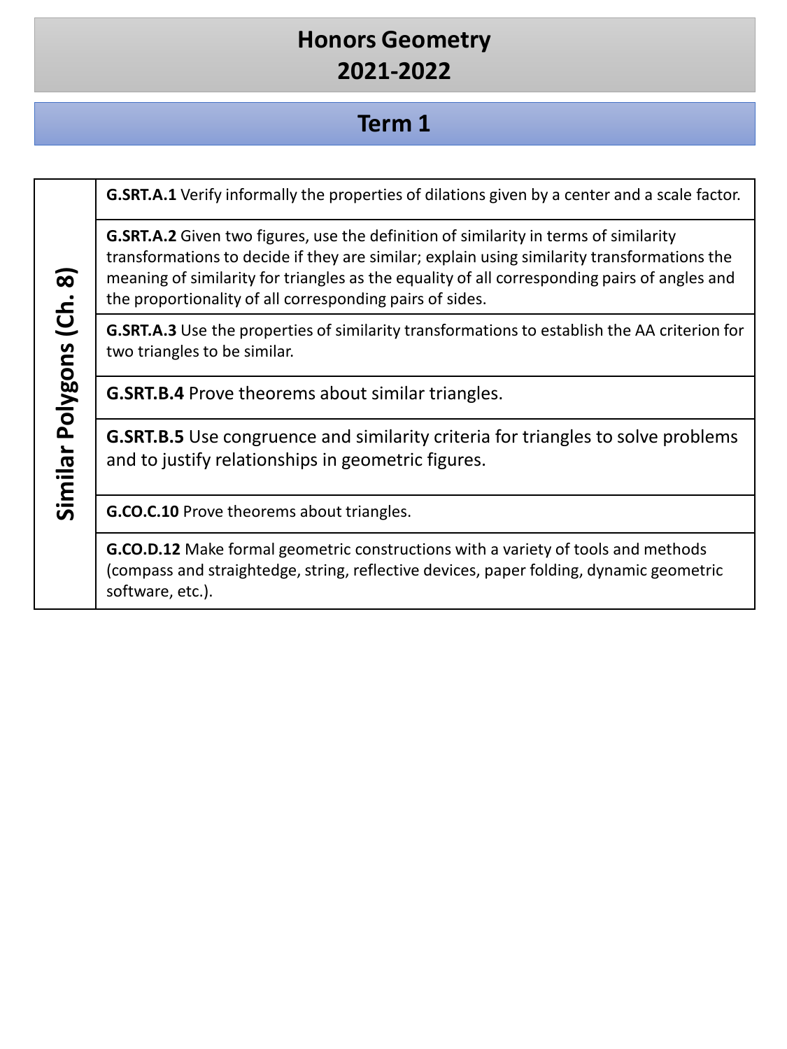# Honors Geometry
# 2021-2022

## Term 1

| Similar Polygons (Ch. 8) | |
|---|---|
| | **G.SRT.A.1** Verify informally the properties of dilations given by a center and a scale factor. |
| | **G.SRT.A.2** Given two figures, use the definition of similarity in terms of similarity transformations to decide if they are similar; explain using similarity transformations the meaning of similarity for triangles as the equality of all corresponding pairs of angles and the proportionality of all corresponding pairs of sides. |
| | **G.SRT.A.3** Use the properties of similarity transformations to establish the AA criterion for two triangles to be similar. |
| | **G.SRT.B.4** Prove theorems about similar triangles. |
| | **G.SRT.B.5** Use congruence and similarity criteria for triangles to solve problems and to justify relationships in geometric figures. |
| | **G.CO.C.10** Prove theorems about triangles. |
| | **G.CO.D.12** Make formal geometric constructions with a variety of tools and methods (compass and straightedge, string, reflective devices, paper folding, dynamic geometric software, etc.). |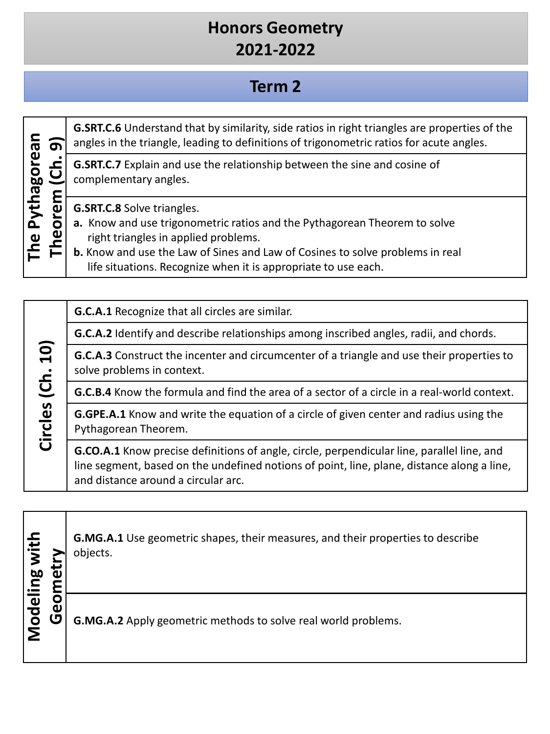# Honors Geometry
# 2021-2022

## Term 2

| The Pythagorean Theorem (Ch. 9) | |
|---|---|
| | **G.SRT.C.6** Understand that by similarity, side ratios in right triangles are properties of the angles in the triangle, leading to definitions of trigonometric ratios for acute angles. |
| | **G.SRT.C.7** Explain and use the relationship between the sine and cosine of complementary angles. |
| | **G.SRT.C.8** Solve triangles.<br>**a.** Know and use trigonometric ratios and the Pythagorean Theorem to solve right triangles in applied problems.<br>**b.** Know and use the Law of Sines and Law of Cosines to solve problems in real life situations. Recognize when it is appropriate to use each. |

| Circles (Ch. 10) | |
|---|---|
| | **G.C.A.1** Recognize that all circles are similar. |
| | **G.C.A.2** Identify and describe relationships among inscribed angles, radii, and chords. |
| | **G.C.A.3** Construct the incenter and circumcenter of a triangle and use their properties to solve problems in context. |
| | **G.C.B.4** Know the formula and find the area of a sector of a circle in a real-world context. |
| | **G.GPE.A.1** Know and write the equation of a circle of given center and radius using the Pythagorean Theorem. |
| | **G.CO.A.1** Know precise definitions of angle, circle, perpendicular line, parallel line, and line segment, based on the undefined notions of point, line, plane, distance along a line, and distance around a circular arc. |

| Modeling with Geometry | |
|---|---|
| | **G.MG.A.1** Use geometric shapes, their measures, and their properties to describe objects. |
| | **G.MG.A.2** Apply geometric methods to solve real world problems. |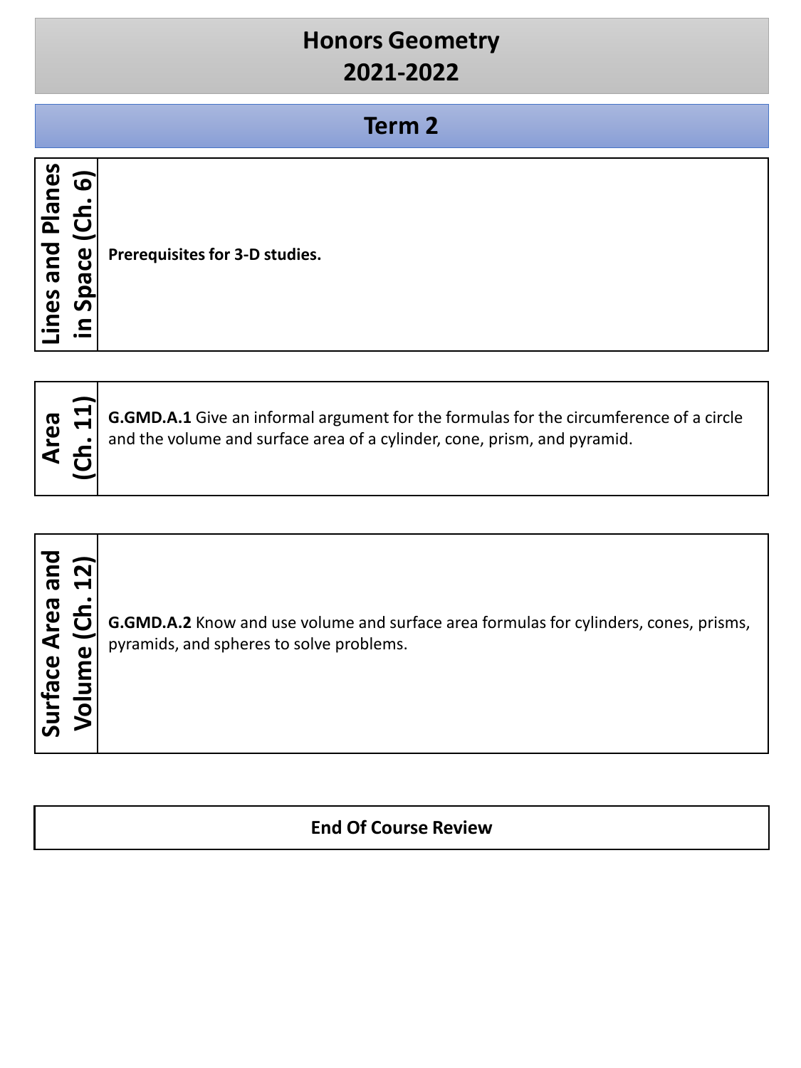# Honors Geometry
# 2021-2022

## Term 2

| Lines and Planes in Space (Ch. 6) | **Prerequisites for 3-D studies.** |
|---|---|

| Area (Ch. 11) | **G.GMD.A.1** Give an informal argument for the formulas for the circumference of a circle and the volume and surface area of a cylinder, cone, prism, and pyramid. |
|---|---|

| Surface Area and Volume (Ch. 12) | **G.GMD.A.2** Know and use volume and surface area formulas for cylinders, cones, prisms, pyramids, and spheres to solve problems. |
|---|---|

**End Of Course Review**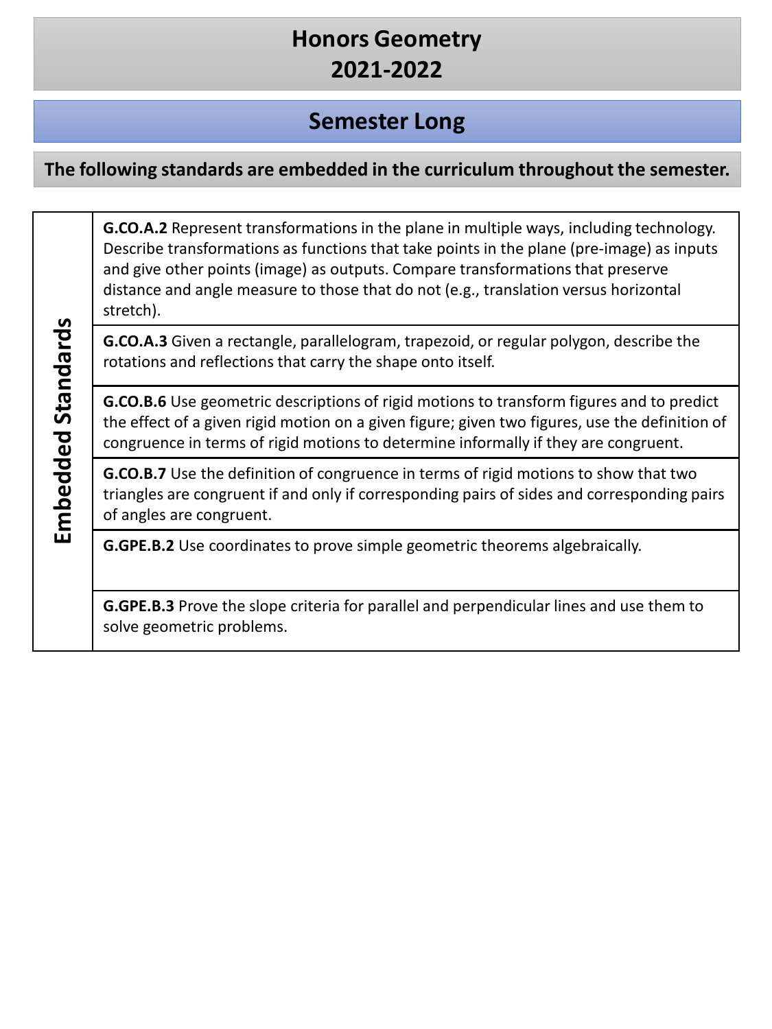# Honors Geometry
# 2021-2022

## Semester Long

**The following standards are embedded in the curriculum throughout the semester.**

| | |
|---|---|
| **Embedded Standards** | **G.CO.A.2** Represent transformations in the plane in multiple ways, including technology. Describe transformations as functions that take points in the plane (pre-image) as inputs and give other points (image) as outputs. Compare transformations that preserve distance and angle measure to those that do not (e.g., translation versus horizontal stretch). |
| | **G.CO.A.3** Given a rectangle, parallelogram, trapezoid, or regular polygon, describe the rotations and reflections that carry the shape onto itself. |
| | **G.CO.B.6** Use geometric descriptions of rigid motions to transform figures and to predict the effect of a given rigid motion on a given figure; given two figures, use the definition of congruence in terms of rigid motions to determine informally if they are congruent. |
| | **G.CO.B.7** Use the definition of congruence in terms of rigid motions to show that two triangles are congruent if and only if corresponding pairs of sides and corresponding pairs of angles are congruent. |
| | **G.GPE.B.2** Use coordinates to prove simple geometric theorems algebraically. |
| | **G.GPE.B.3** Prove the slope criteria for parallel and perpendicular lines and use them to solve geometric problems. |